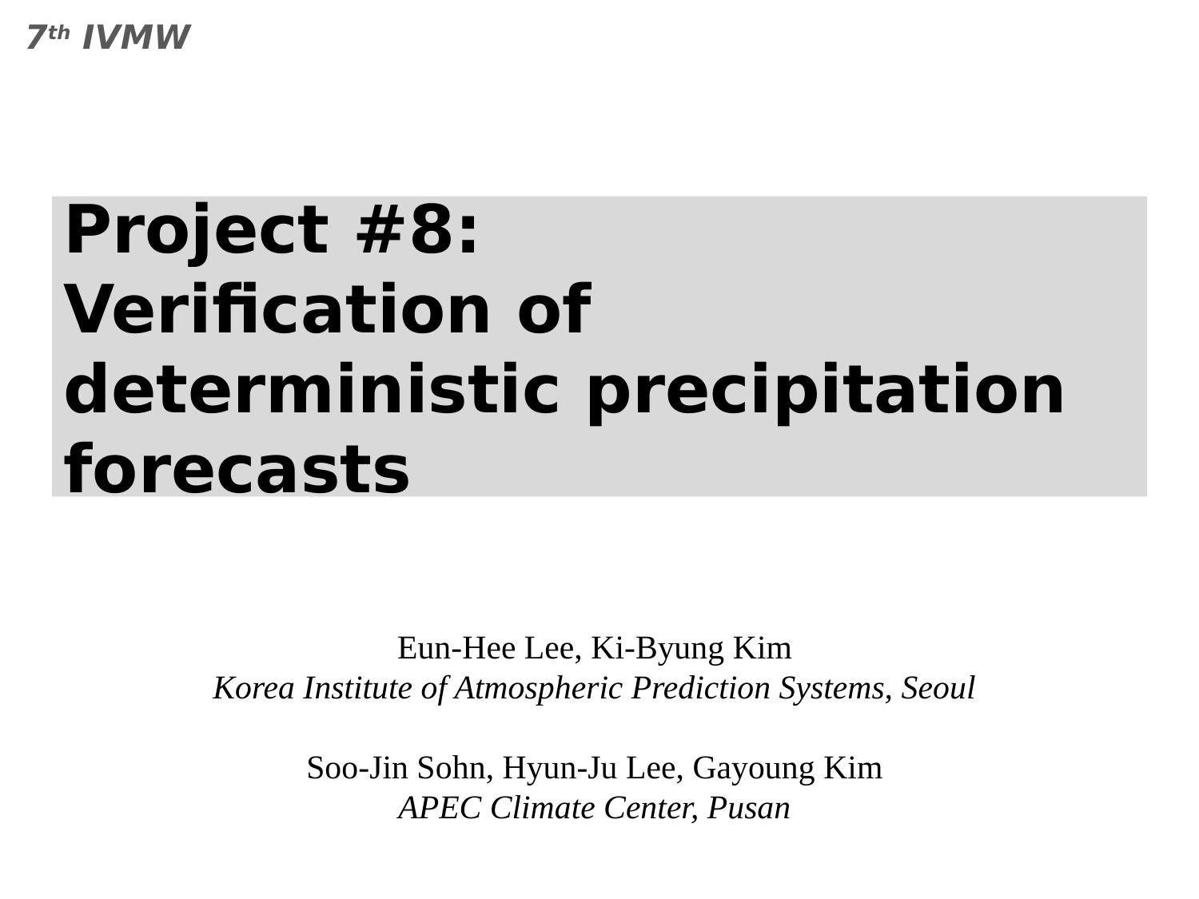7th IVMW

# Project #8: Verification of deterministic precipitation forecasts

Eun-Hee Lee, Ki-Byung Kim
*Korea Institute of Atmospheric Prediction Systems, Seoul*

Soo-Jin Sohn, Hyun-Ju Lee, Gayoung Kim
*APEC Climate Center, Pusan*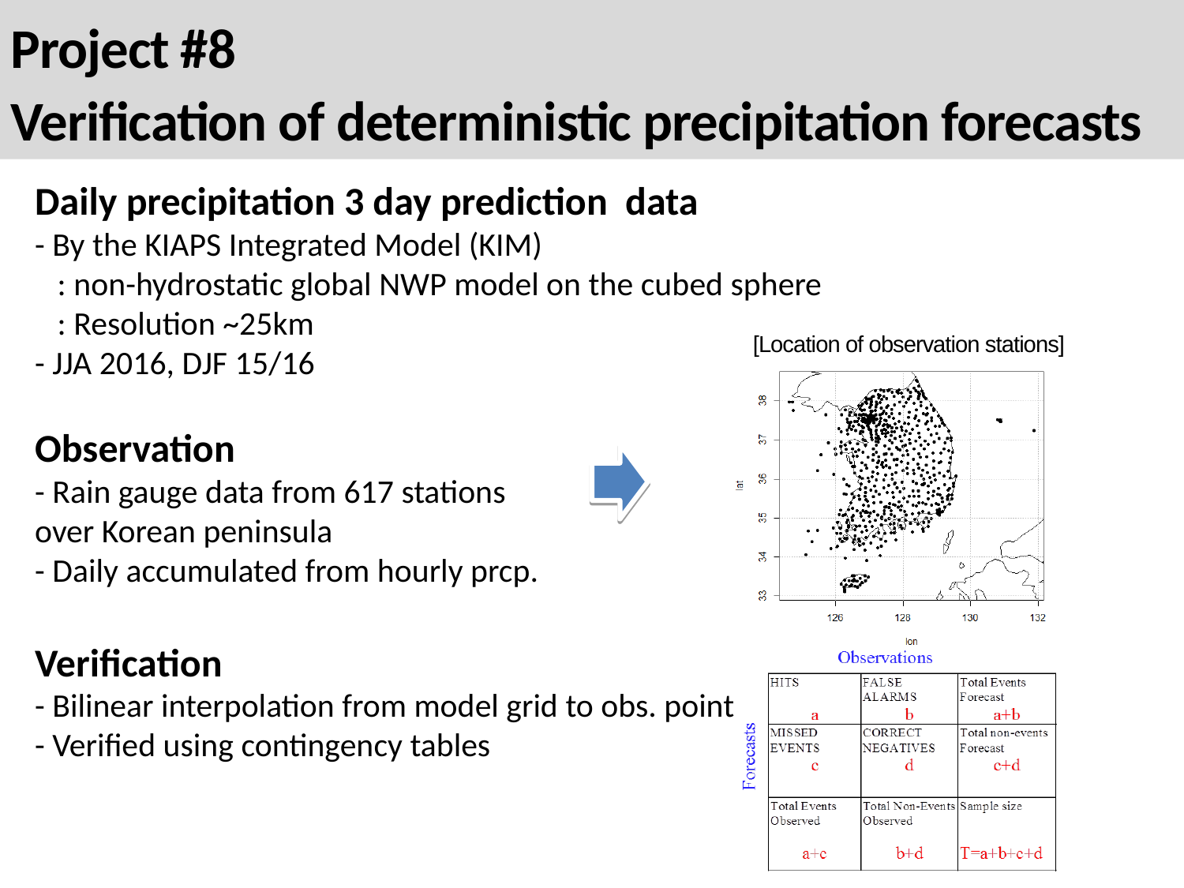# Project #8

# Verification of deterministic precipitation forecasts

## Daily precipitation 3 day prediction data

- By the KIAPS Integrated Model (KIM)
  : non-hydrostatic global NWP model on the cubed sphere
  : Resolution ~25km
- JJA 2016, DJF 15/16

## Observation

- Rain gauge data from 617 stations over Korean peninsula
- Daily accumulated from hourly prcp.

[Location of observation stations]

## Verification

- Bilinear interpolation from model grid to obs. point
- Verified using contingency tables

| Forecasts \ Observations | | | |
|---|---|---|---|
| | HITS a | FALSE ALARMS b | Total Events Forecast a+b |
| | MISSED EVENTS c | CORRECT NEGATIVES d | Total non-events Forecast c+d |
| | Total Events Observed a+c | Total Non-Events Observed b+d | Sample size T=a+b+c+d |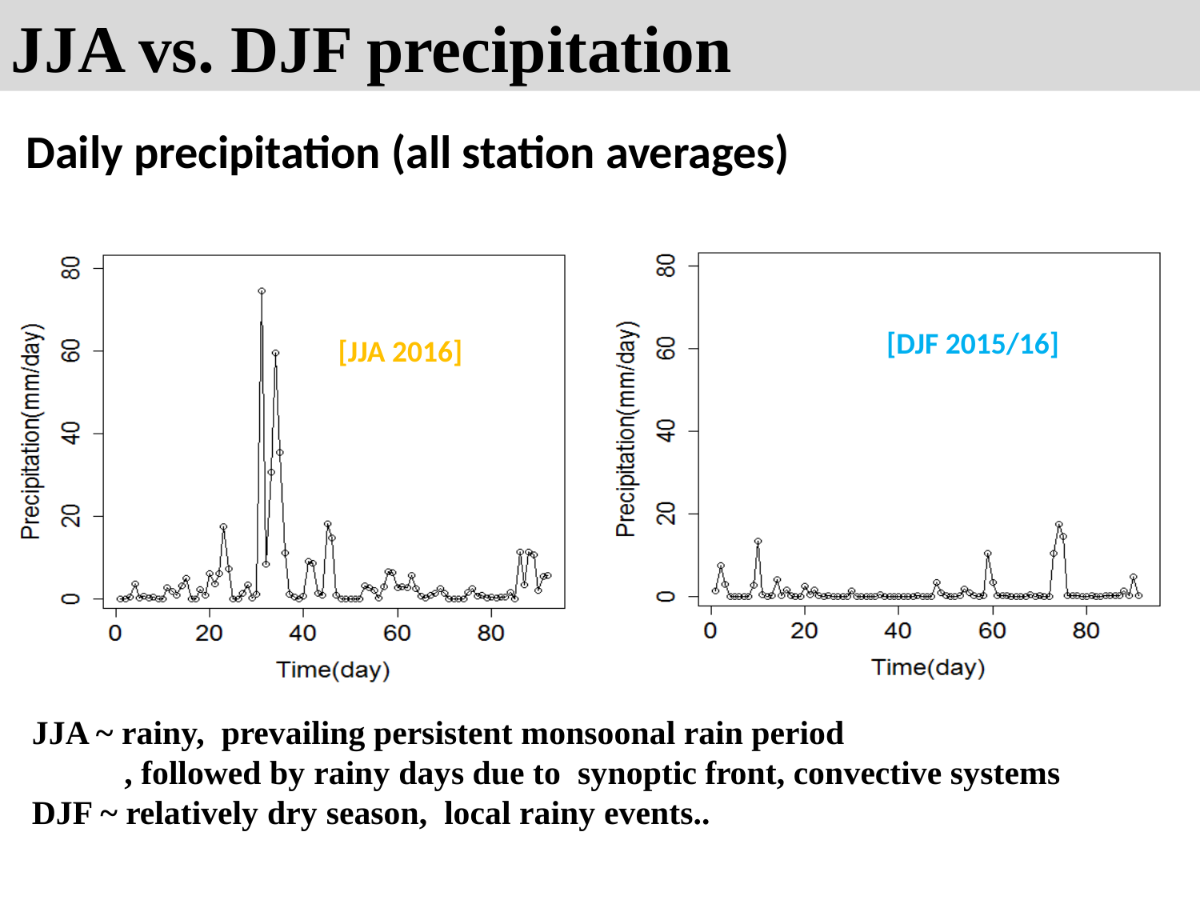# JJA vs. DJF precipitation

## Daily precipitation (all station averages)

**JJA ~ rainy, prevailing persistent monsoonal rain period**

**, followed by rainy days due to synoptic front, convective systems**

**DJF ~ relatively dry season, local rainy events..**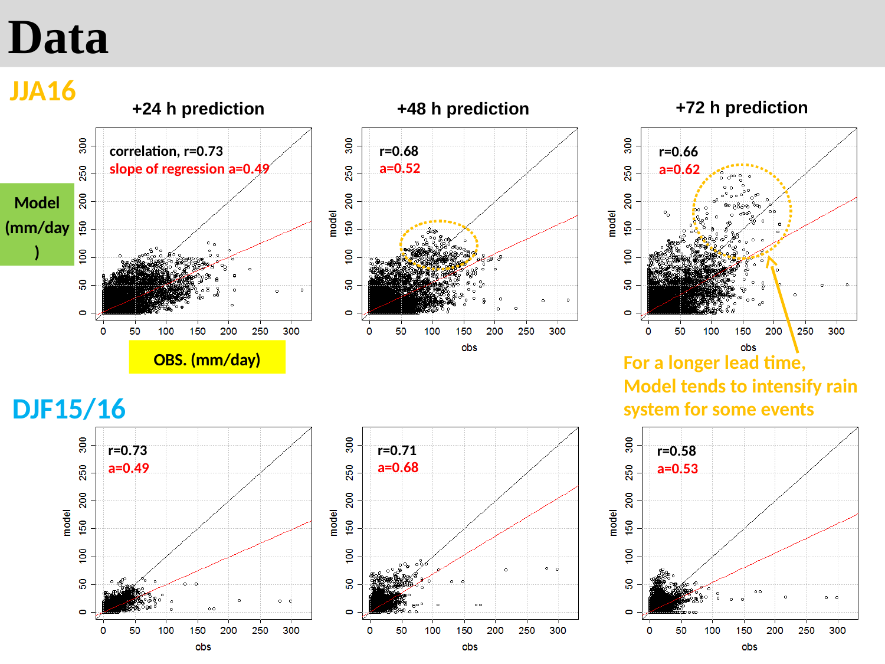# Data

## JJA16

+24 h prediction

correlation, r=0.73
slope of regression a=0.49

+48 h prediction

r=0.68
a=0.52

+72 h prediction

r=0.66
a=0.62

Model (mm/day)

OBS. (mm/day)

For a longer lead time, Model tends to intensify rain system for some events

## DJF15/16

r=0.73
a=0.49

r=0.71
a=0.68

r=0.58
a=0.53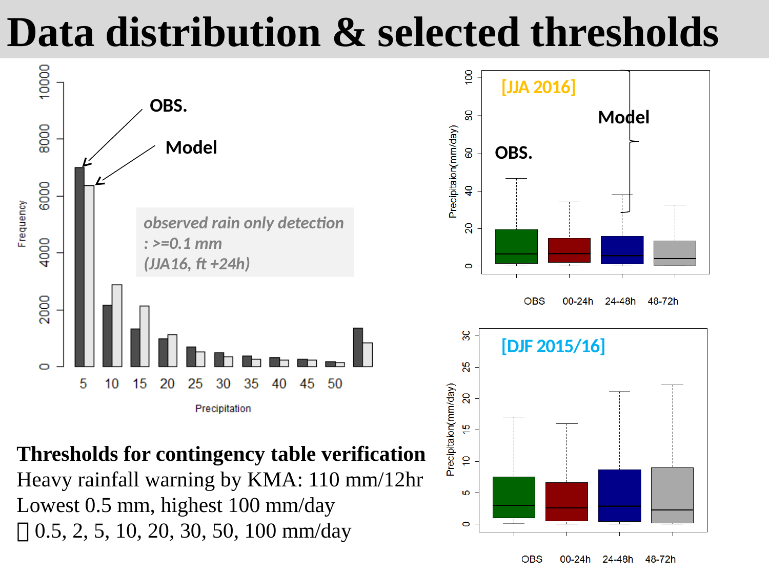# Data distribution & selected thresholds

**Thresholds for contingency table verification**

Heavy rainfall warning by KMA: 110 mm/12hr

Lowest 0.5 mm, highest 100 mm/day

 0.5, 2, 5, 10, 20, 30, 50, 100 mm/day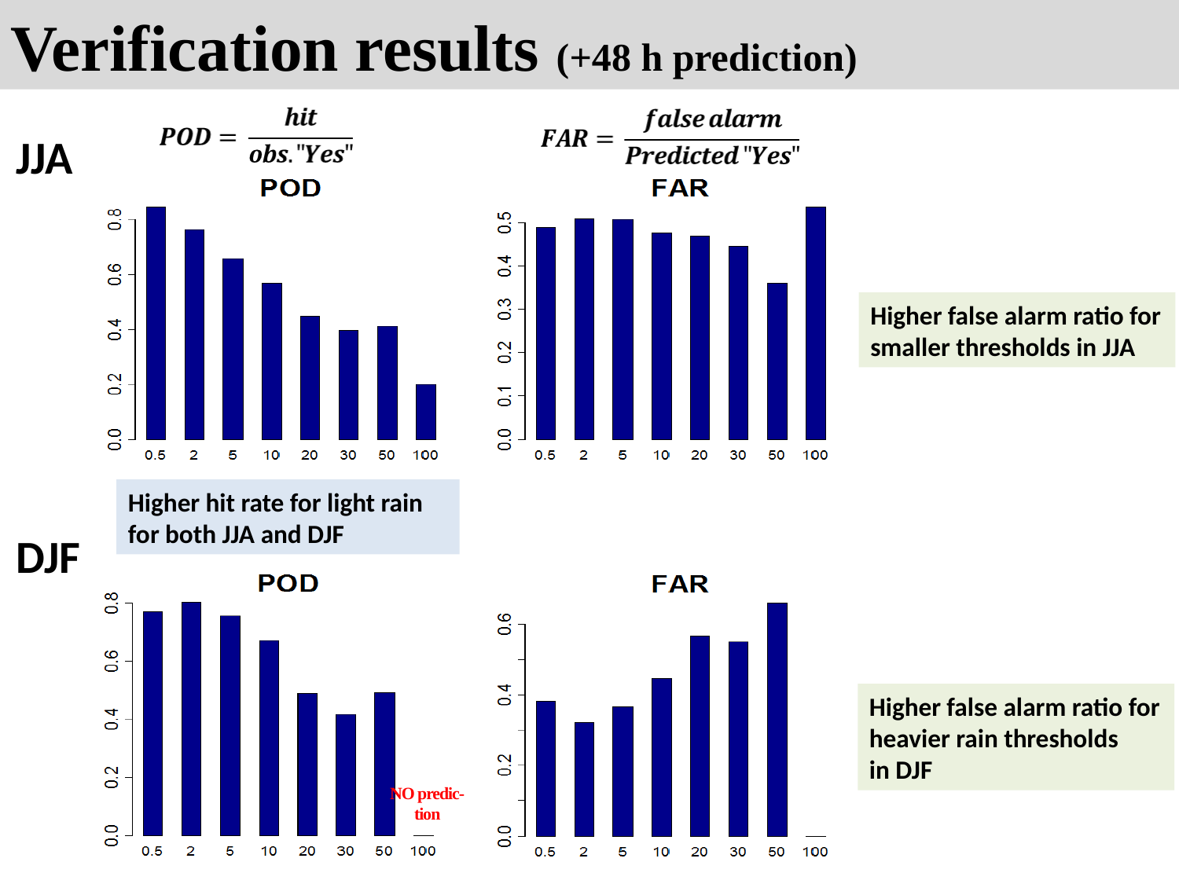# Verification results (+48 h prediction)

**JJA**

$$POD = \frac{hit}{obs.\text{"Yes"}}$$

$$FAR = \frac{false\,alarm}{Predicted\,\text{"Yes"}}$$

**POD**

**FAR**

Higher false alarm ratio for smaller thresholds in JJA

Higher hit rate for light rain for both JJA and DJF

**DJF**

**POD**

NO prediction

**FAR**

Higher false alarm ratio for heavier rain thresholds in DJF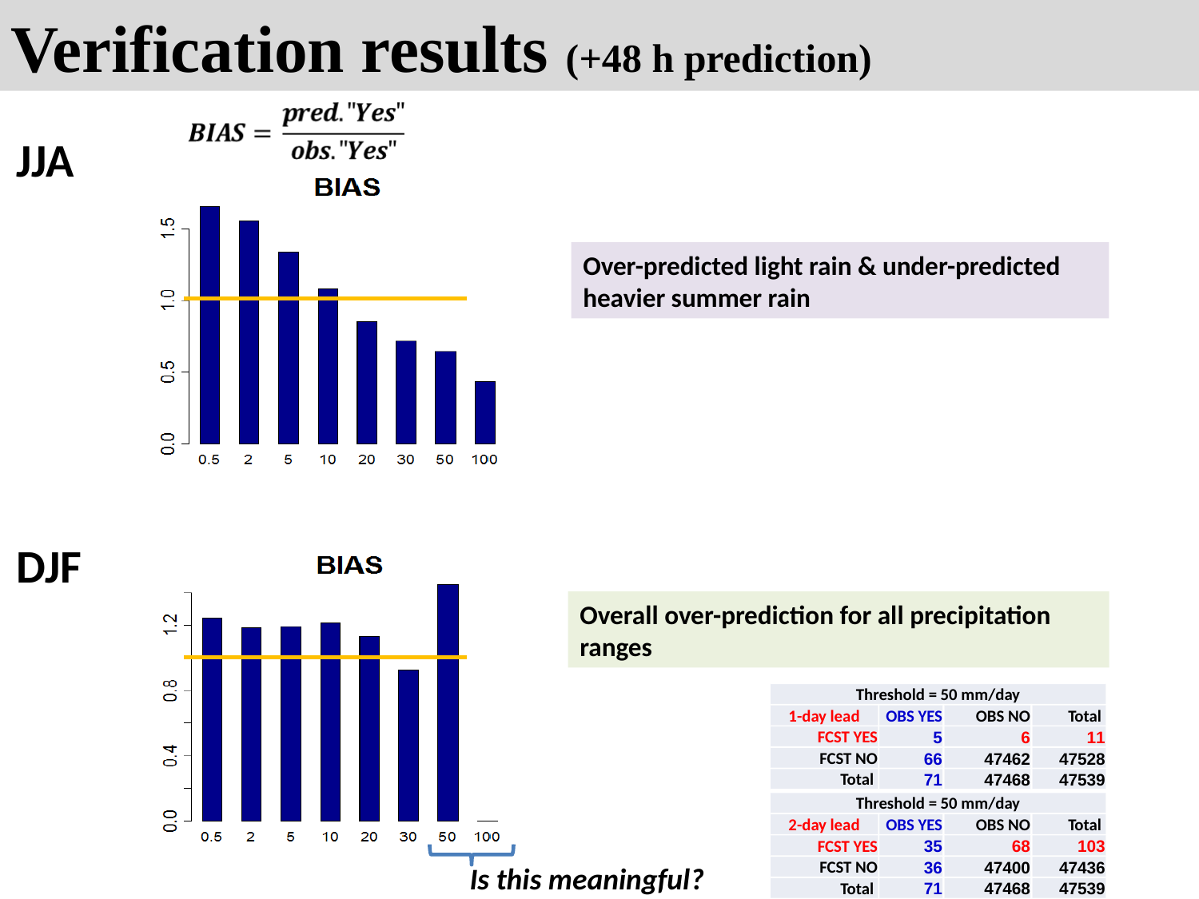# Verification results (+48 h prediction)

$$BIAS = \frac{pred.\text{"Yes"}}{obs.\text{"Yes"}}$$

## JJA

BIAS

0.0 0.5 1.0 1.5

0.5 2 5 10 20 30 50 100

Over-predicted light rain & under-predicted heavier summer rain

## DJF

BIAS

0.0 0.4 0.8 1.2

0.5 2 5 10 20 30 50 100

*Is this meaningful?*

Overall over-prediction for all precipitation ranges

| Threshold = 50 mm/day | | | |
|---|---|---|---|
| 1-day lead | OBS YES | OBS NO | Total |
| FCST YES | 5 | 6 | 11 |
| FCST NO | 66 | 47462 | 47528 |
| Total | 71 | 47468 | 47539 |

| Threshold = 50 mm/day | | | |
|---|---|---|---|
| 2-day lead | OBS YES | OBS NO | Total |
| FCST YES | 35 | 68 | 103 |
| FCST NO | 36 | 47400 | 47436 |
| Total | 71 | 47468 | 47539 |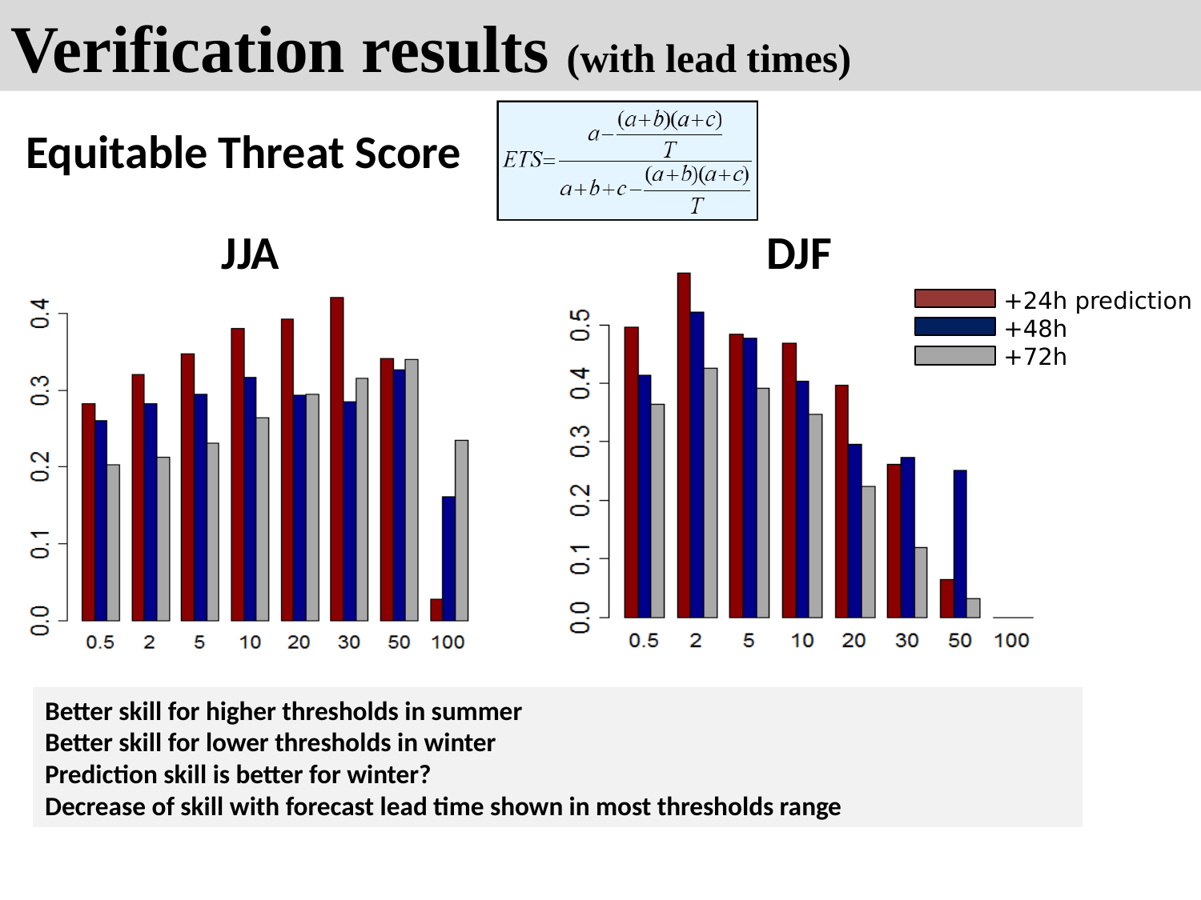# Verification results (with lead times)

## Equitable Threat Score

$$ETS = \frac{a - \frac{(a+b)(a+c)}{T}}{a+b+c - \frac{(a+b)(a+c)}{T}}$$

### JJA

### DJF

+24h prediction
+48h
+72h

**Better skill for higher thresholds in summer**
**Better skill for lower thresholds in winter**
**Prediction skill is better for winter?**
**Decrease of skill with forecast lead time shown in most thresholds range**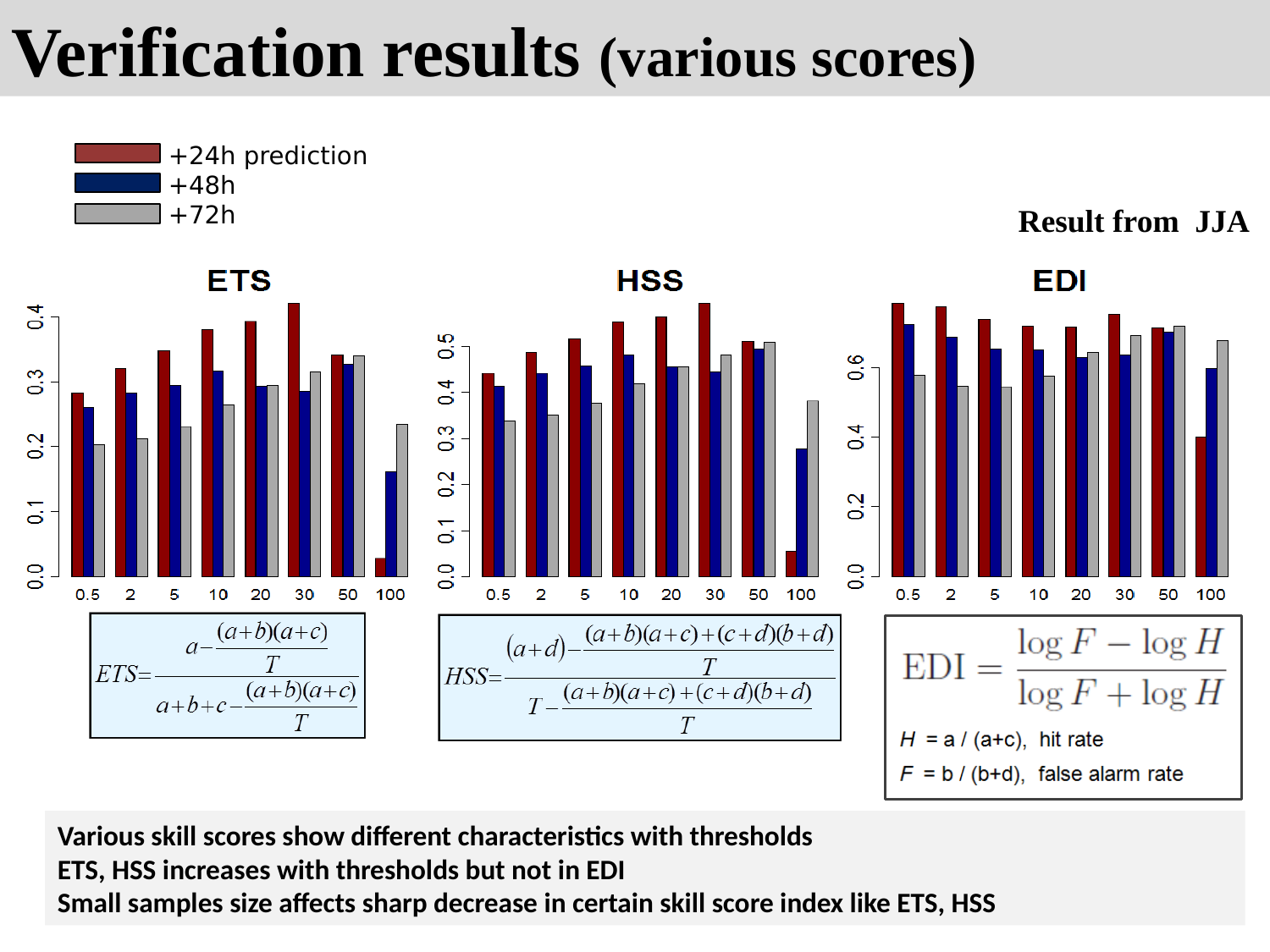# Verification results (various scores)

+24h prediction
+48h
+72h

**Result from JJA**

**ETS** | **HSS** | **EDI**

$$ETS = \frac{a - \frac{(a+b)(a+c)}{T}}{a+b+c-\frac{(a+b)(a+c)}{T}}$$

$$HSS = \frac{(a+d) - \frac{(a+b)(a+c)+(c+d)(b+d)}{T}}{T - \frac{(a+b)(a+c)+(c+d)(b+d)}{T}}$$

$$\text{EDI} = \frac{\log F - \log H}{\log F + \log H}$$

$H$ = a / (a+c), hit rate

$F$ = b / (b+d), false alarm rate

**Various skill scores show different characteristics with thresholds**
**ETS, HSS increases with thresholds but not in EDI**
**Small samples size affects sharp decrease in certain skill score index like ETS, HSS**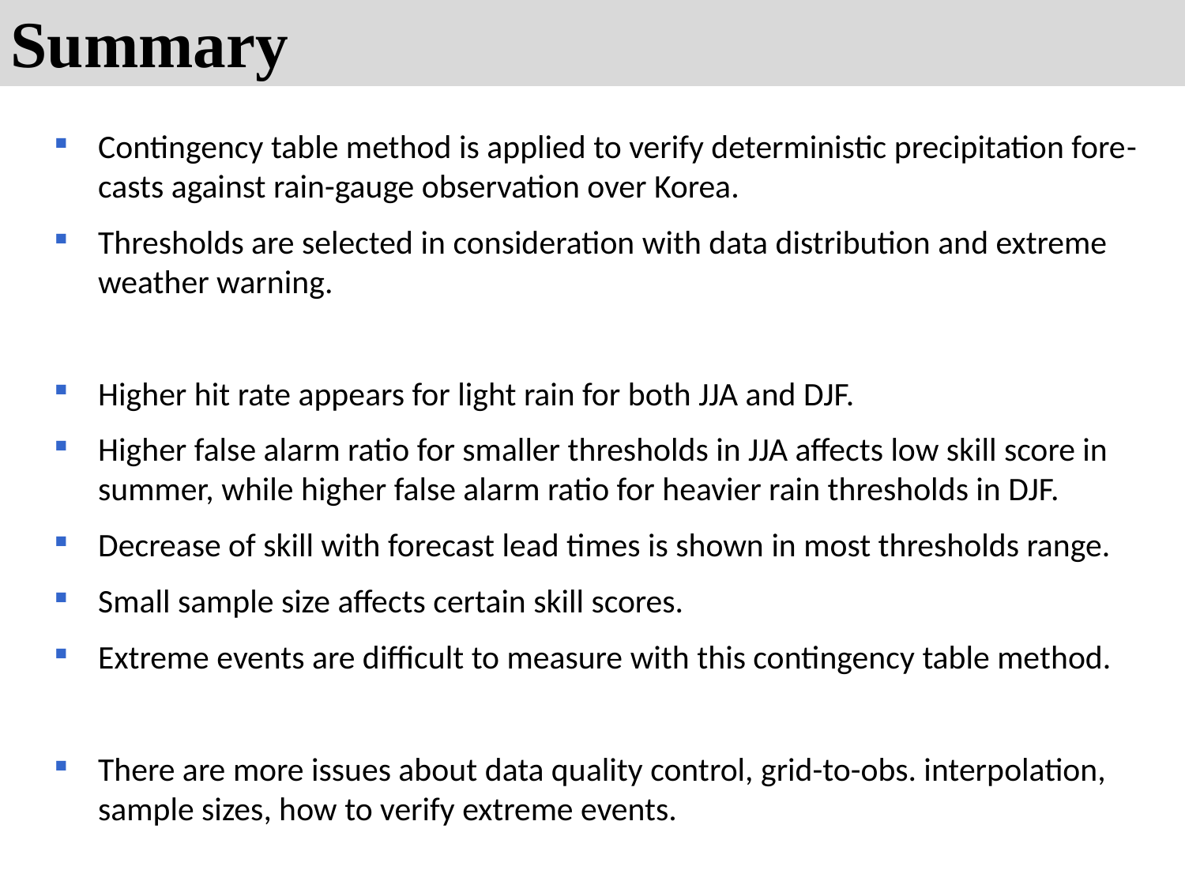# Summary

- Contingency table method is applied to verify deterministic precipitation forecasts against rain-gauge observation over Korea.
- Thresholds are selected in consideration with data distribution and extreme weather warning.

- Higher hit rate appears for light rain for both JJA and DJF.
- Higher false alarm ratio for smaller thresholds in JJA affects low skill score in summer, while higher false alarm ratio for heavier rain thresholds in DJF.
- Decrease of skill with forecast lead times is shown in most thresholds range.
- Small sample size affects certain skill scores.
- Extreme events are difficult to measure with this contingency table method.

- There are more issues about data quality control, grid-to-obs. interpolation, sample sizes, how to verify extreme events.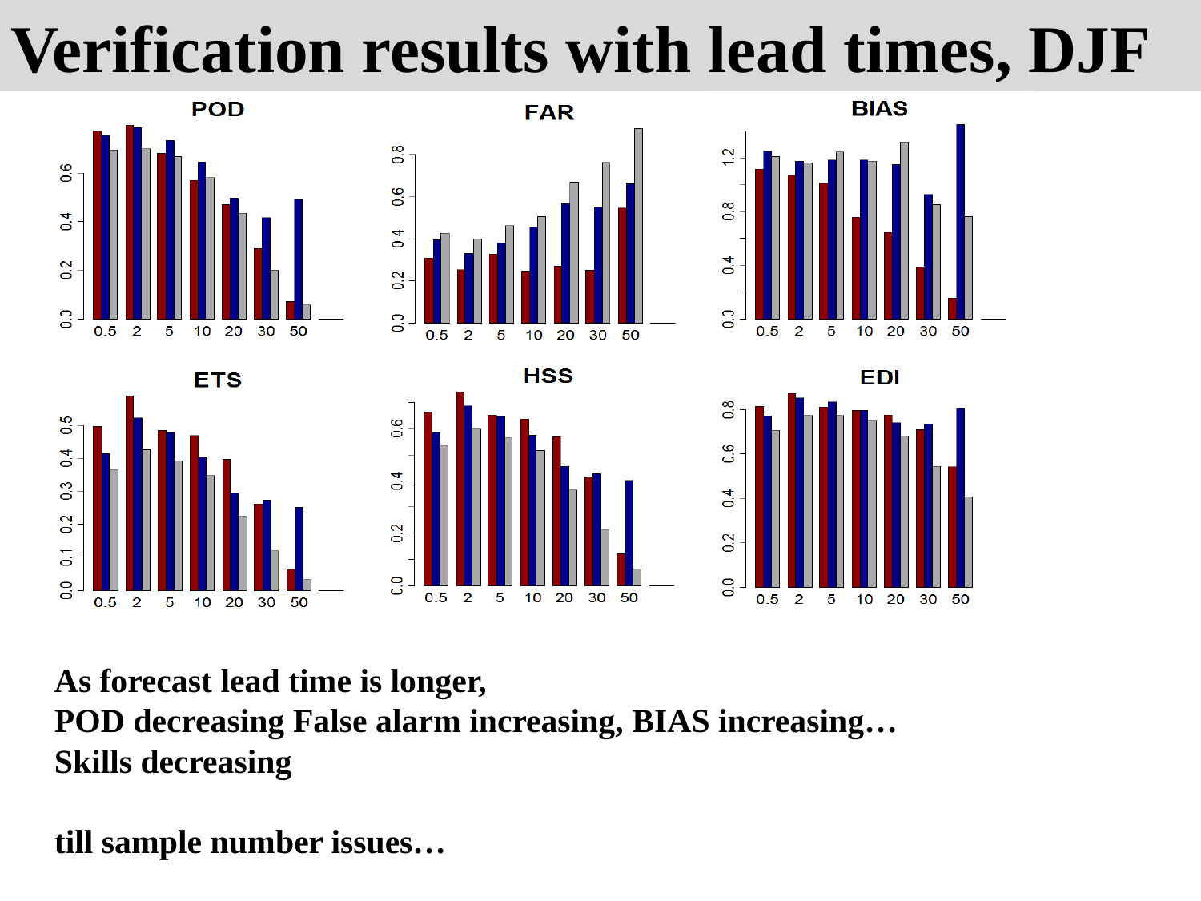# Verification results with lead times, DJF

As forecast lead time is longer,
POD decreasing False alarm increasing, BIAS increasing…
Skills decreasing

till sample number issues…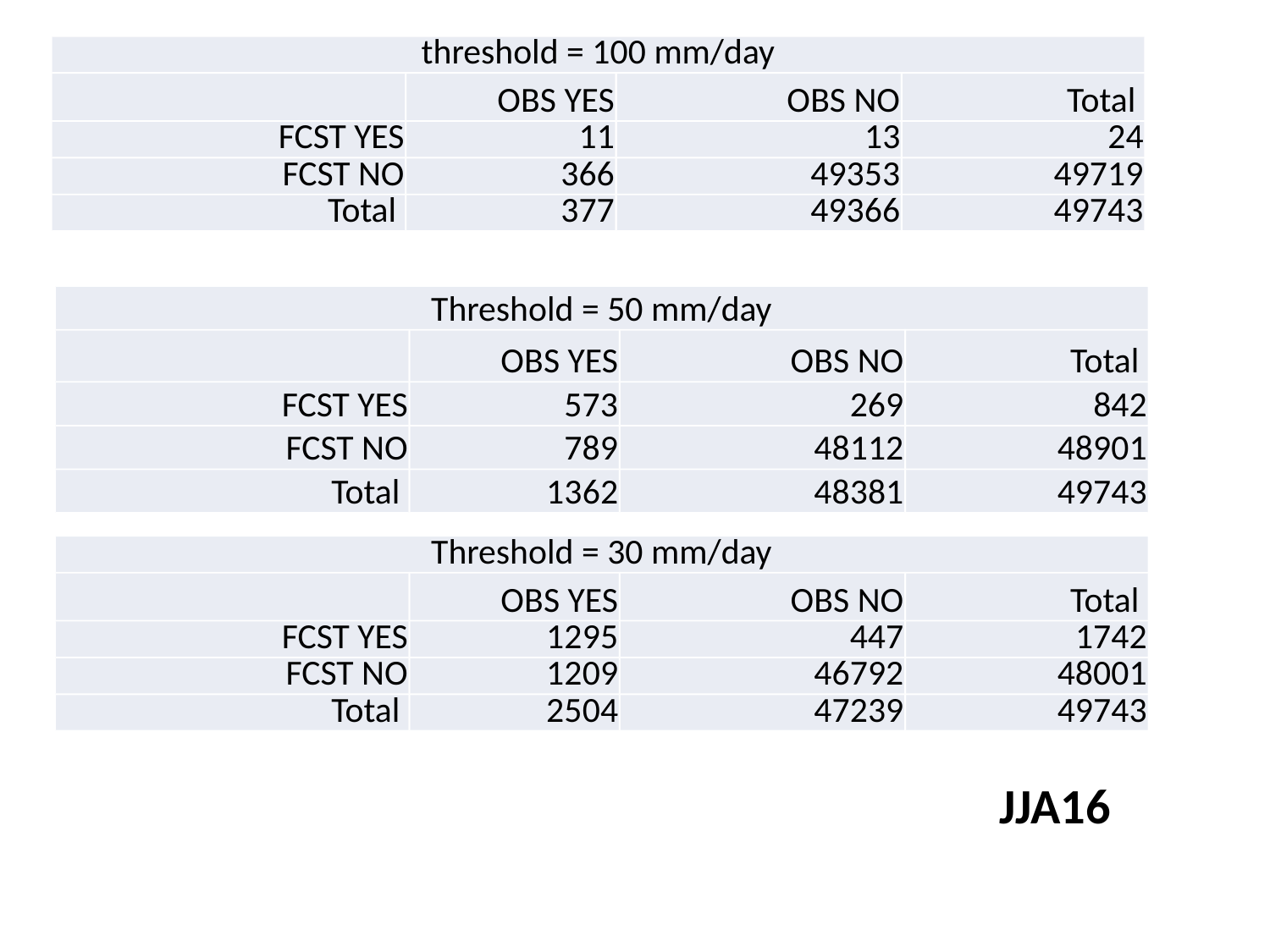| threshold = 100 mm/day | | | |
|---|---|---|---|
| | OBS YES | OBS NO | Total |
| FCST YES | 11 | 13 | 24 |
| FCST NO | 366 | 49353 | 49719 |
| Total | 377 | 49366 | 49743 |

| Threshold = 50 mm/day | | | |
|---|---|---|---|
| | OBS YES | OBS NO | Total |
| FCST YES | 573 | 269 | 842 |
| FCST NO | 789 | 48112 | 48901 |
| Total | 1362 | 48381 | 49743 |

| Threshold = 30 mm/day | | | |
|---|---|---|---|
| | OBS YES | OBS NO | Total |
| FCST YES | 1295 | 447 | 1742 |
| FCST NO | 1209 | 46792 | 48001 |
| Total | 2504 | 47239 | 49743 |

**JJA16**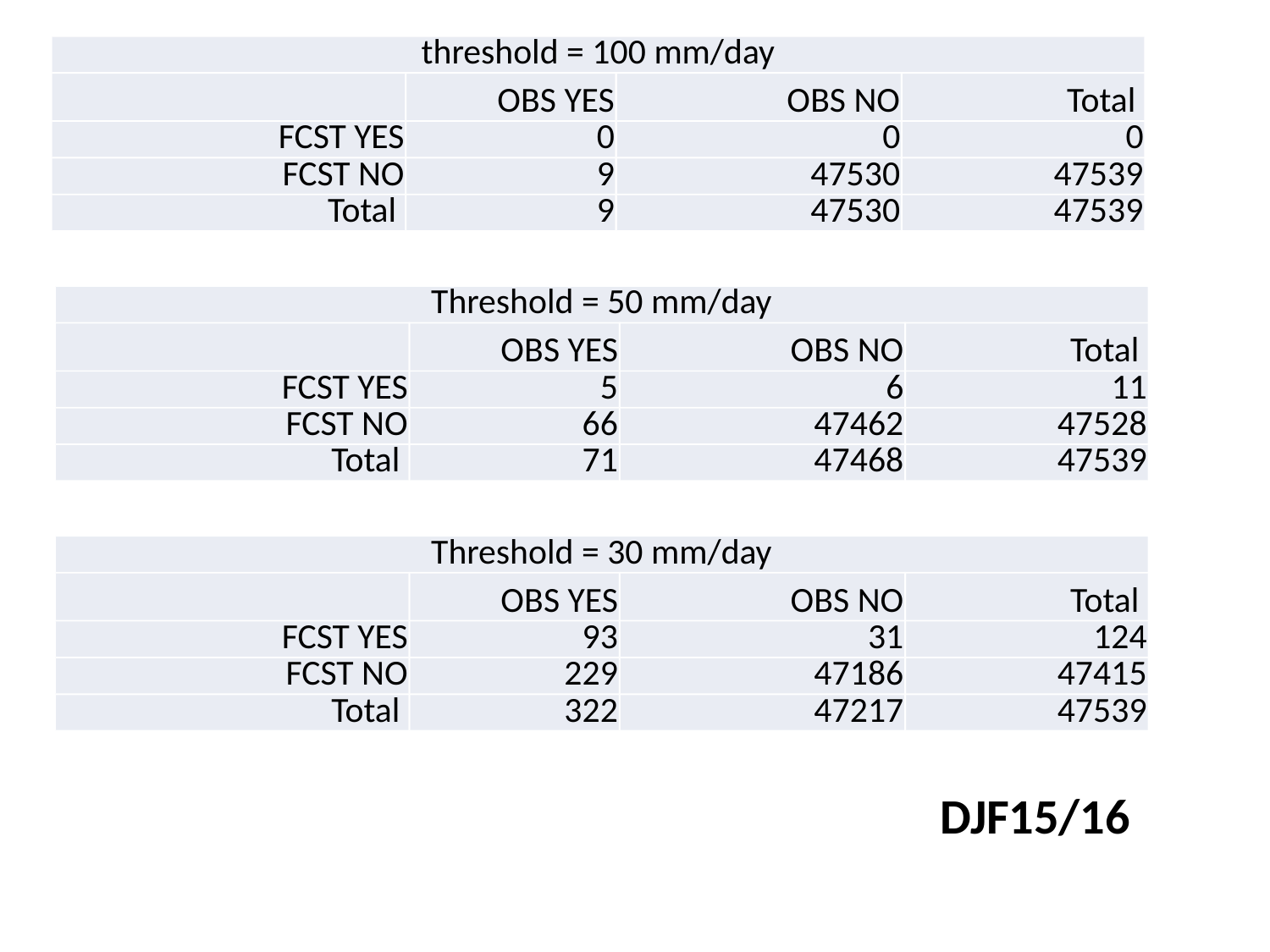| threshold = 100 mm/day | | | |
|---|---|---|---|
| | OBS YES | OBS NO | Total |
| FCST YES | 0 | 0 | 0 |
| FCST NO | 9 | 47530 | 47539 |
| Total | 9 | 47530 | 47539 |

| Threshold = 50 mm/day | | | |
|---|---|---|---|
| | OBS YES | OBS NO | Total |
| FCST YES | 5 | 6 | 11 |
| FCST NO | 66 | 47462 | 47528 |
| Total | 71 | 47468 | 47539 |

| Threshold = 30 mm/day | | | |
|---|---|---|---|
| | OBS YES | OBS NO | Total |
| FCST YES | 93 | 31 | 124 |
| FCST NO | 229 | 47186 | 47415 |
| Total | 322 | 47217 | 47539 |

**DJF15/16**